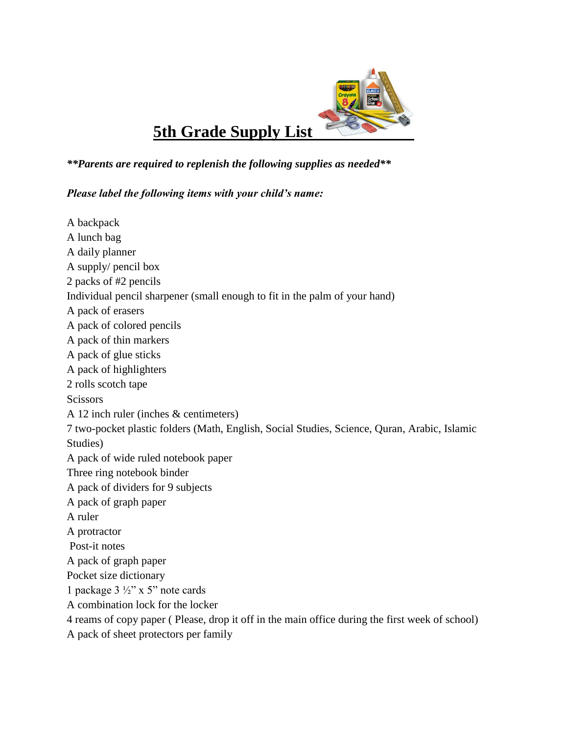# 5th Grade Supply List

***\*\*Parents are required to replenish the following supplies as needed\*\****

***Please label the following items with your child's name:***

A backpack
A lunch bag
A daily planner
A supply/ pencil box
2 packs of #2 pencils
Individual pencil sharpener (small enough to fit in the palm of your hand)
A pack of erasers
A pack of colored pencils
A pack of thin markers
A pack of glue sticks
A pack of highlighters
2 rolls scotch tape
Scissors
A 12 inch ruler (inches & centimeters)
7 two-pocket plastic folders (Math, English, Social Studies, Science, Quran, Arabic, Islamic Studies)
A pack of wide ruled notebook paper
Three ring notebook binder
A pack of dividers for 9 subjects
A pack of graph paper
A ruler
A protractor
Post-it notes
A pack of graph paper
Pocket size dictionary
1 package 3 ½" x 5" note cards
A combination lock for the locker
4 reams of copy paper ( Please, drop it off in the main office during the first week of school)
A pack of sheet protectors per family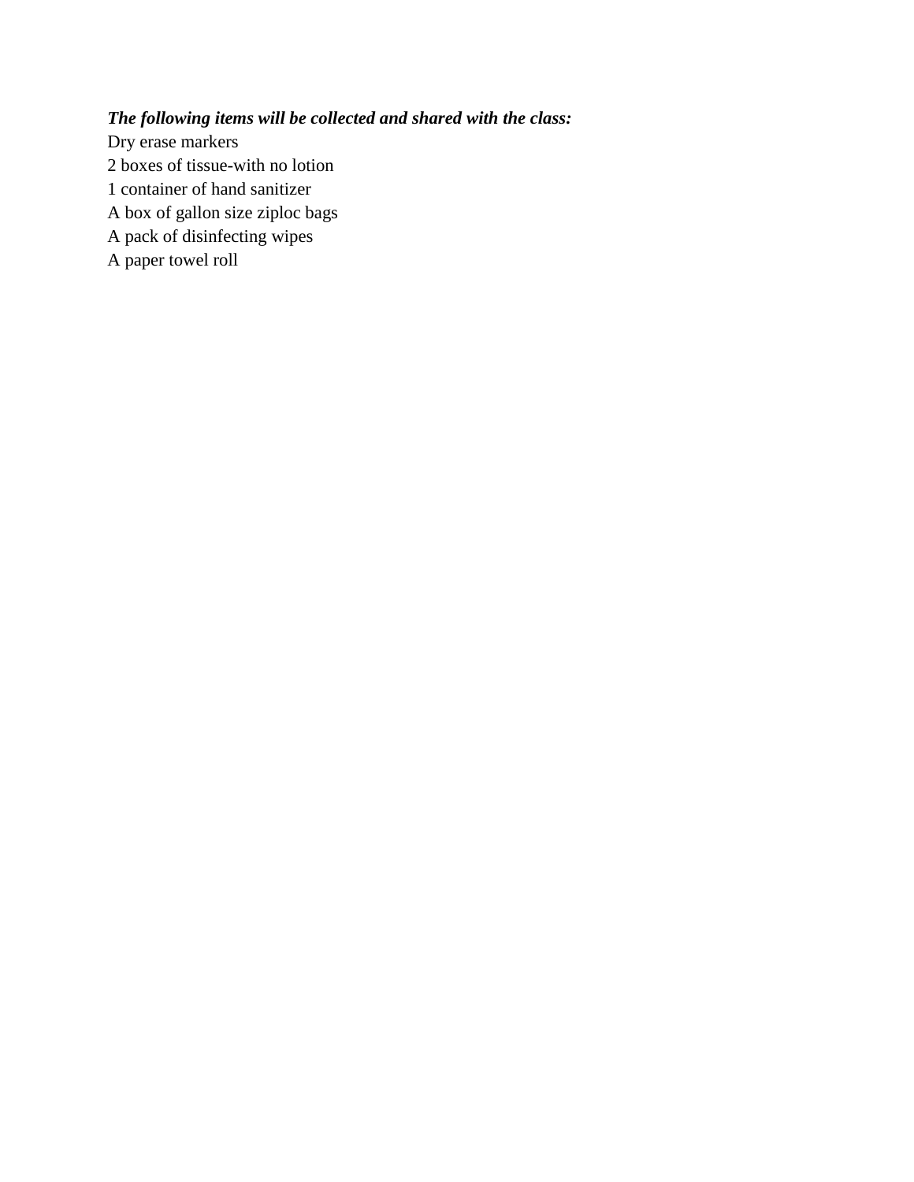***The following items will be collected and shared with the class:***

Dry erase markers
2 boxes of tissue-with no lotion
1 container of hand sanitizer
A box of gallon size ziploc bags
A pack of disinfecting wipes
A paper towel roll